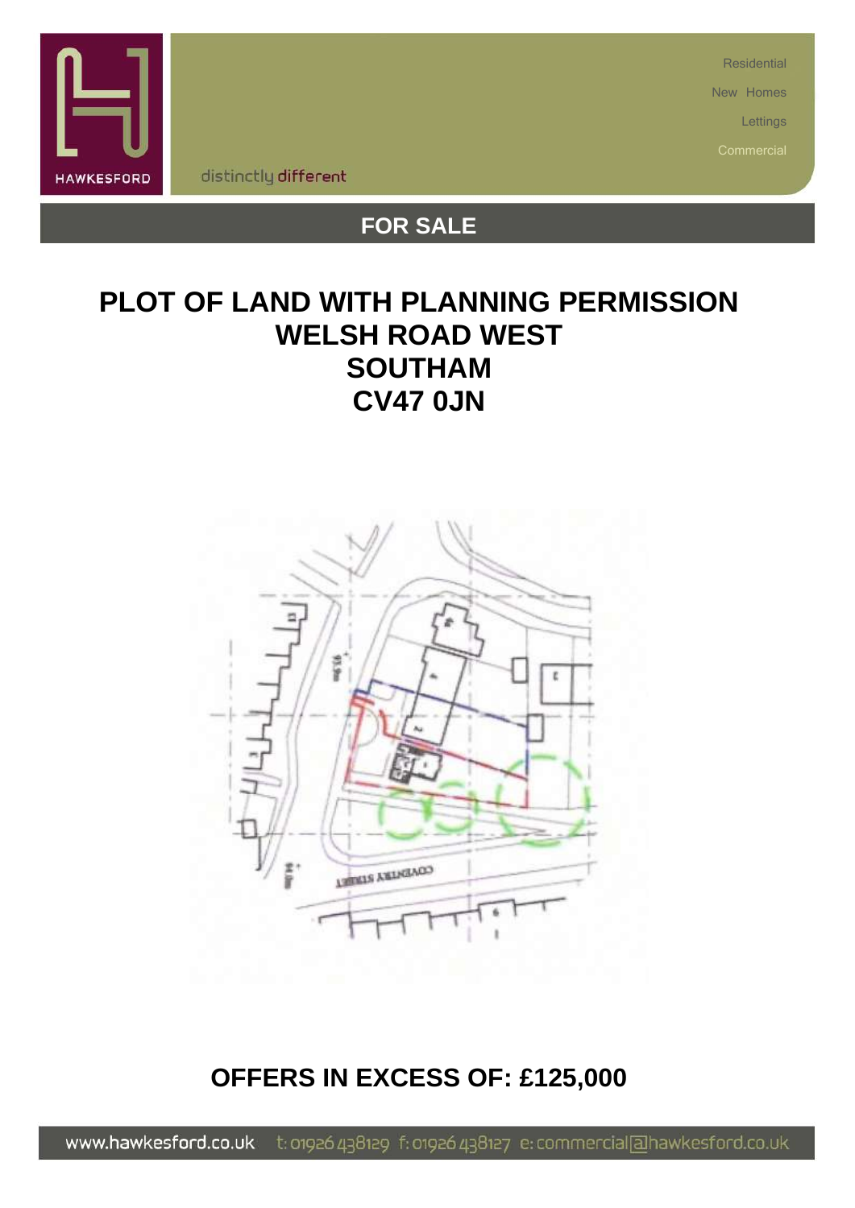HAWKESFORD

distinctly different

Residential

New Homes

Lettings

Commercial

## FOR SALE

# PLOT OF LAND WITH PLANNING PERMISSION
# WELSH ROAD WEST
# SOUTHAM
# CV47 0JN

## OFFERS IN EXCESS OF: £125,000

www.hawkesford.co.uk t: 01926 438129 f: 01926 438127 e: commercial@hawkesford.co.uk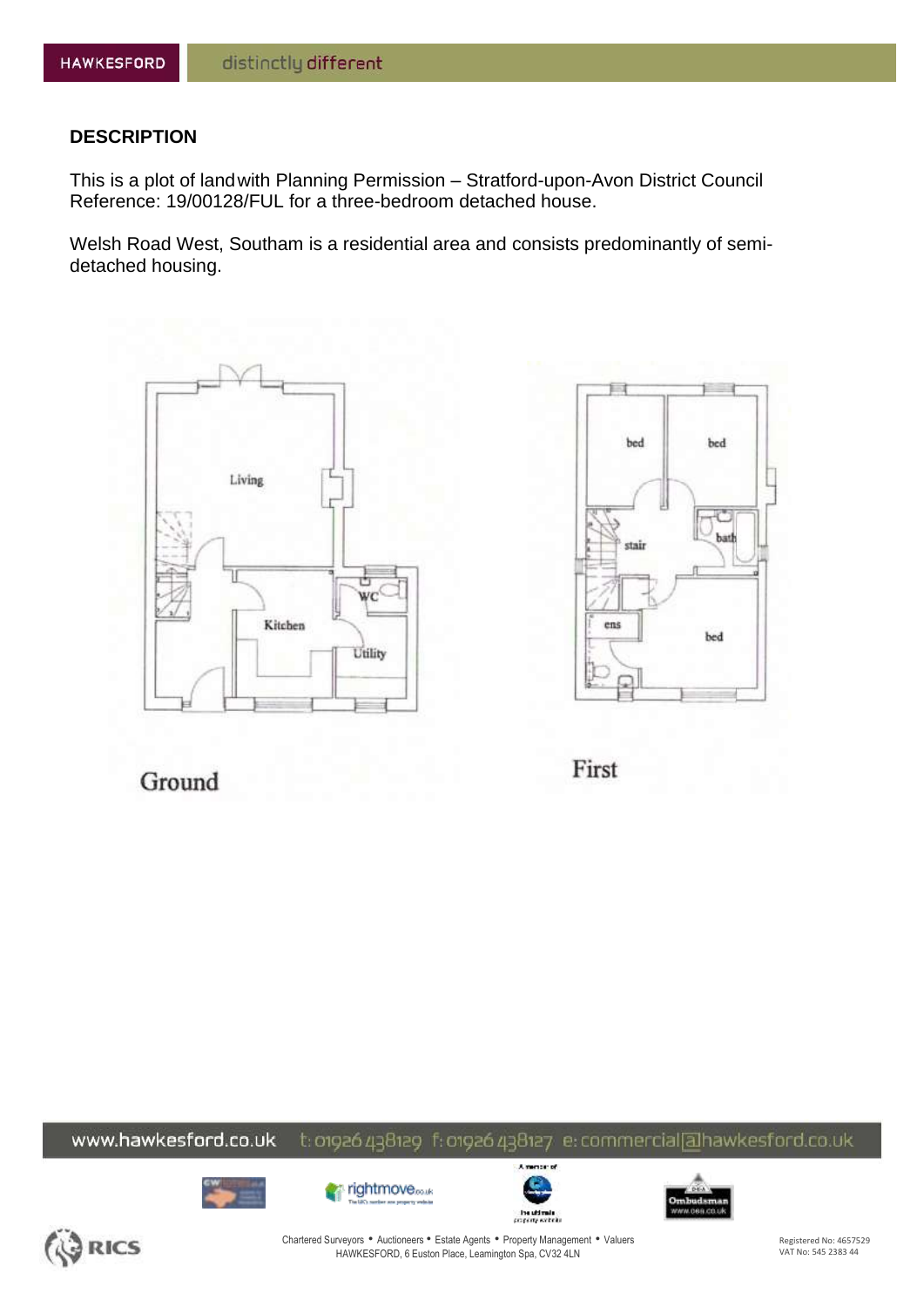## DESCRIPTION

This is a plot of land with Planning Permission – Stratford-upon-Avon District Council Reference: 19/00128/FUL for a three-bedroom detached house.

Welsh Road West, Southam is a residential area and consists predominantly of semi-detached housing.

Living

Kitchen

WC

Utility

Ground

bed

bed

stair

bath

ens

bed

First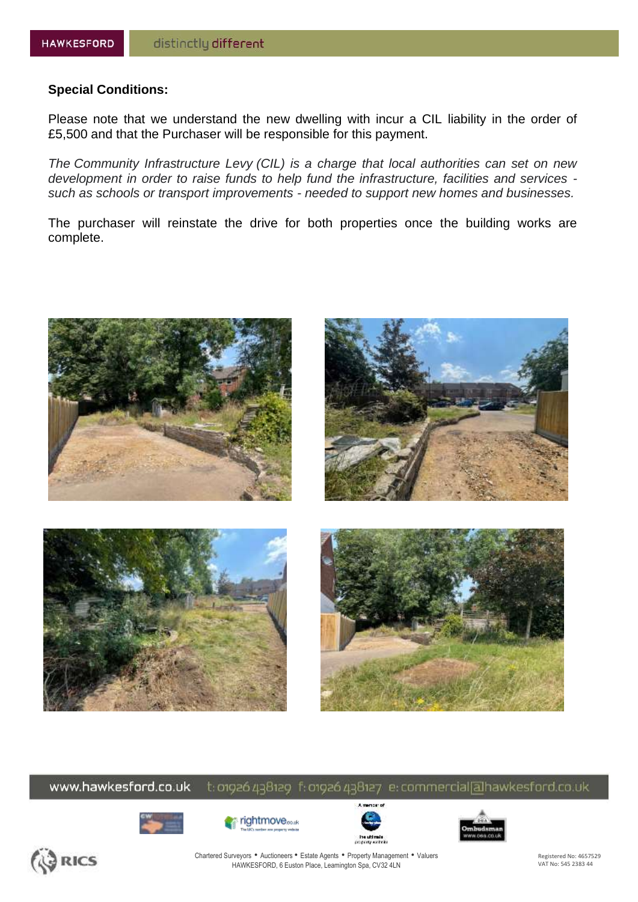**Special Conditions:**

Please note that we understand the new dwelling with incur a CIL liability in the order of £5,500 and that the Purchaser will be responsible for this payment.

*The Community Infrastructure Levy (CIL) is a charge that local authorities can set on new development in order to raise funds to help fund the infrastructure, facilities and services - such as schools or transport improvements - needed to support new homes and businesses.*

The purchaser will reinstate the drive for both properties once the building works are complete.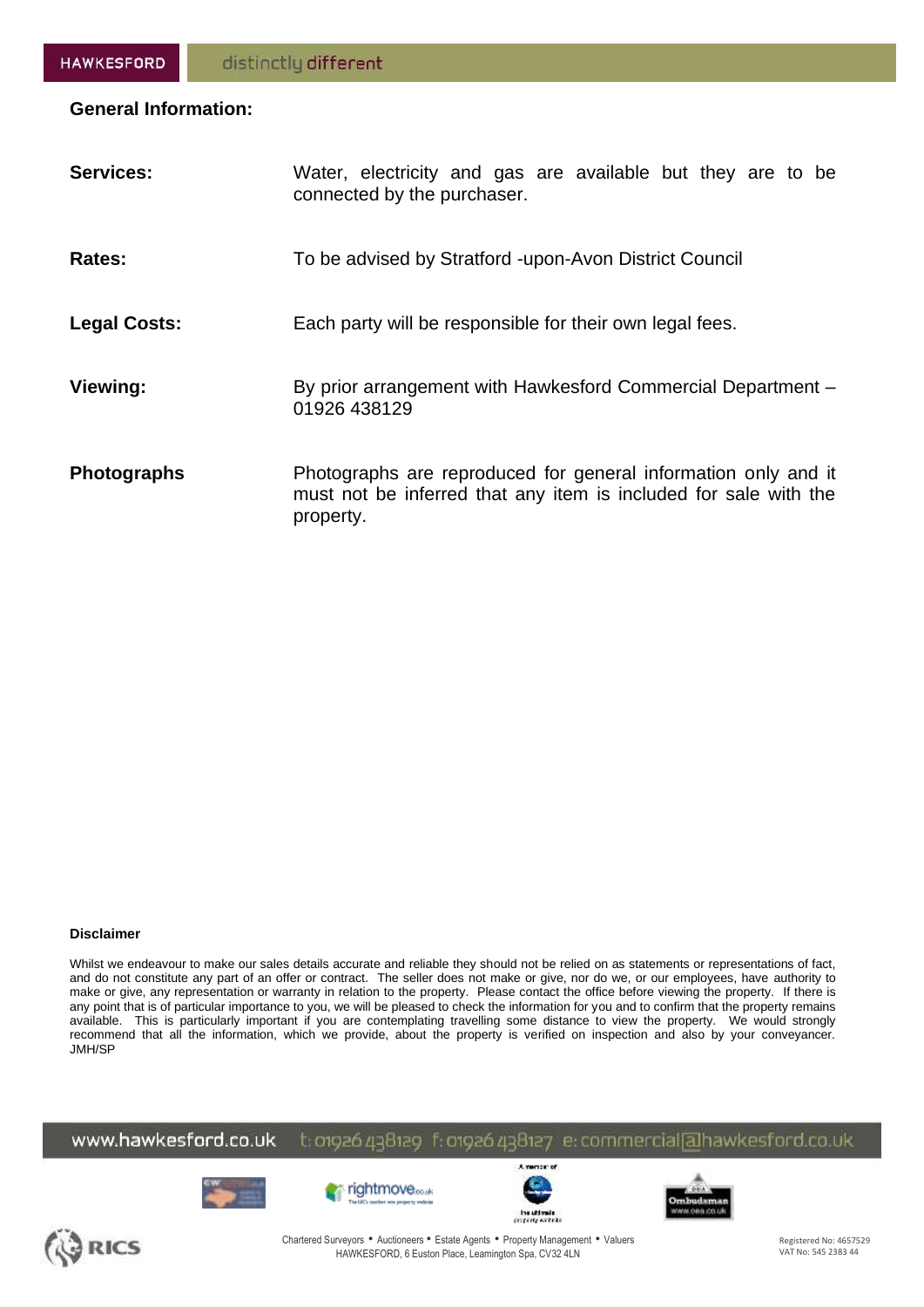**General Information:**

| | |
|---|---|
| **Services:** | Water, electricity and gas are available but they are to be connected by the purchaser. |
| **Rates:** | To be advised by Stratford -upon-Avon District Council |
| **Legal Costs:** | Each party will be responsible for their own legal fees. |
| **Viewing:** | By prior arrangement with Hawkesford Commercial Department – 01926 438129 |
| **Photographs** | Photographs are reproduced for general information only and it must not be inferred that any item is included for sale with the property. |

**Disclaimer**

Whilst we endeavour to make our sales details accurate and reliable they should not be relied on as statements or representations of fact, and do not constitute any part of an offer or contract. The seller does not make or give, nor do we, or our employees, have authority to make or give, any representation or warranty in relation to the property. Please contact the office before viewing the property. If there is any point that is of particular importance to you, we will be pleased to check the information for you and to confirm that the property remains available. This is particularly important if you are contemplating travelling some distance to view the property. We would strongly recommend that all the information, which we provide, about the property is verified on inspection and also by your conveyancer. JMH/SP

www.hawkesford.co.uk t: 01926 438129 f: 01926 438127 e: commercial@hawkesford.co.uk

Chartered Surveyors • Auctioneers • Estate Agents • Property Management • Valuers
HAWKESFORD, 6 Euston Place, Leamington Spa, CV32 4LN

Registered No: 4657529
VAT No: 545 2383 44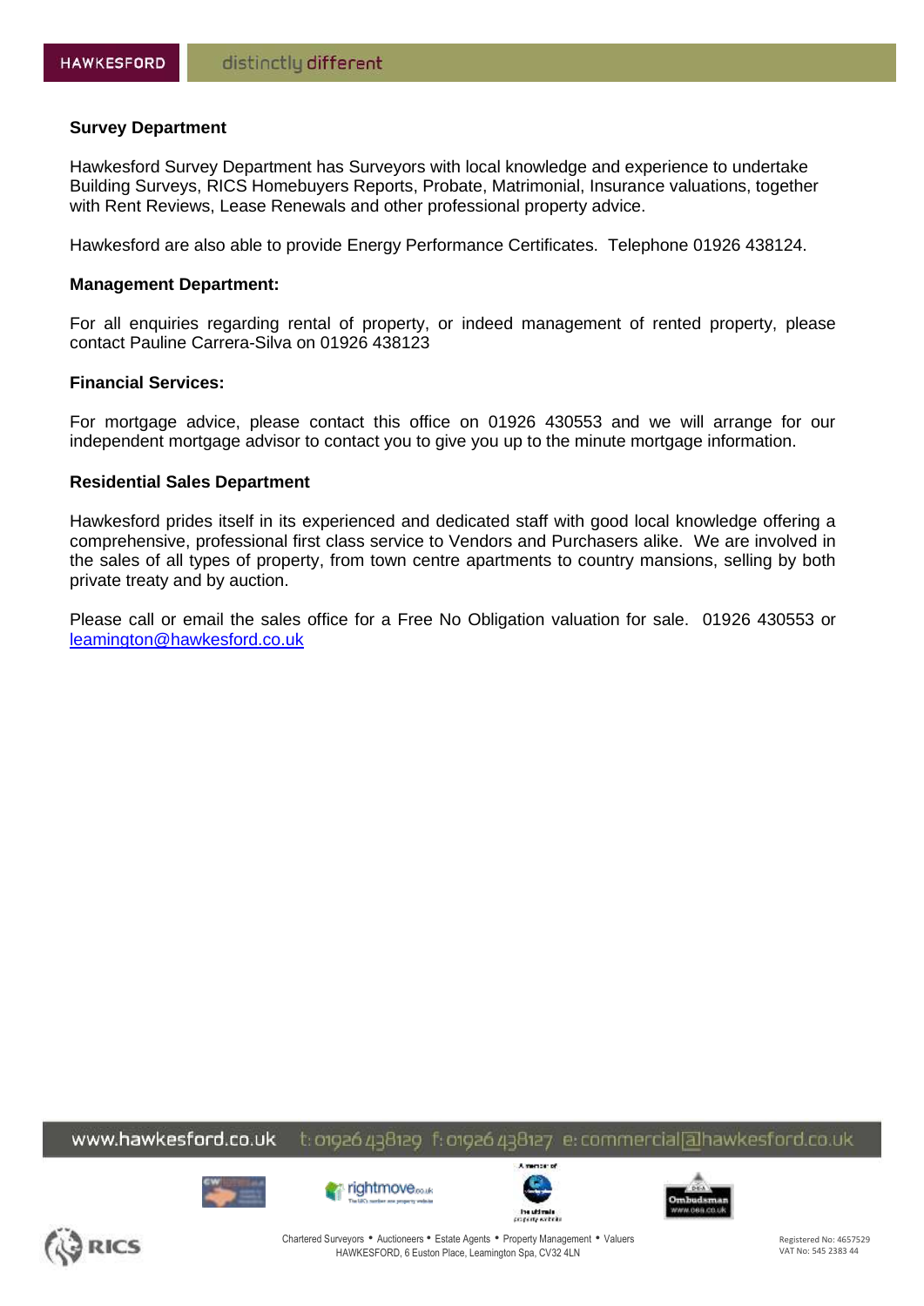### Survey Department

Hawkesford Survey Department has Surveyors with local knowledge and experience to undertake Building Surveys, RICS Homebuyers Reports, Probate, Matrimonial, Insurance valuations, together with Rent Reviews, Lease Renewals and other professional property advice.

Hawkesford are also able to provide Energy Performance Certificates. Telephone 01926 438124.

### Management Department:

For all enquiries regarding rental of property, or indeed management of rented property, please contact Pauline Carrera-Silva on 01926 438123

### Financial Services:

For mortgage advice, please contact this office on 01926 430553 and we will arrange for our independent mortgage advisor to contact you to give you up to the minute mortgage information.

### Residential Sales Department

Hawkesford prides itself in its experienced and dedicated staff with good local knowledge offering a comprehensive, professional first class service to Vendors and Purchasers alike. We are involved in the sales of all types of property, from town centre apartments to country mansions, selling by both private treaty and by auction.

Please call or email the sales office for a Free No Obligation valuation for sale. 01926 430553 or [leamington@hawkesford.co.uk](mailto:leamington@hawkesford.co.uk)